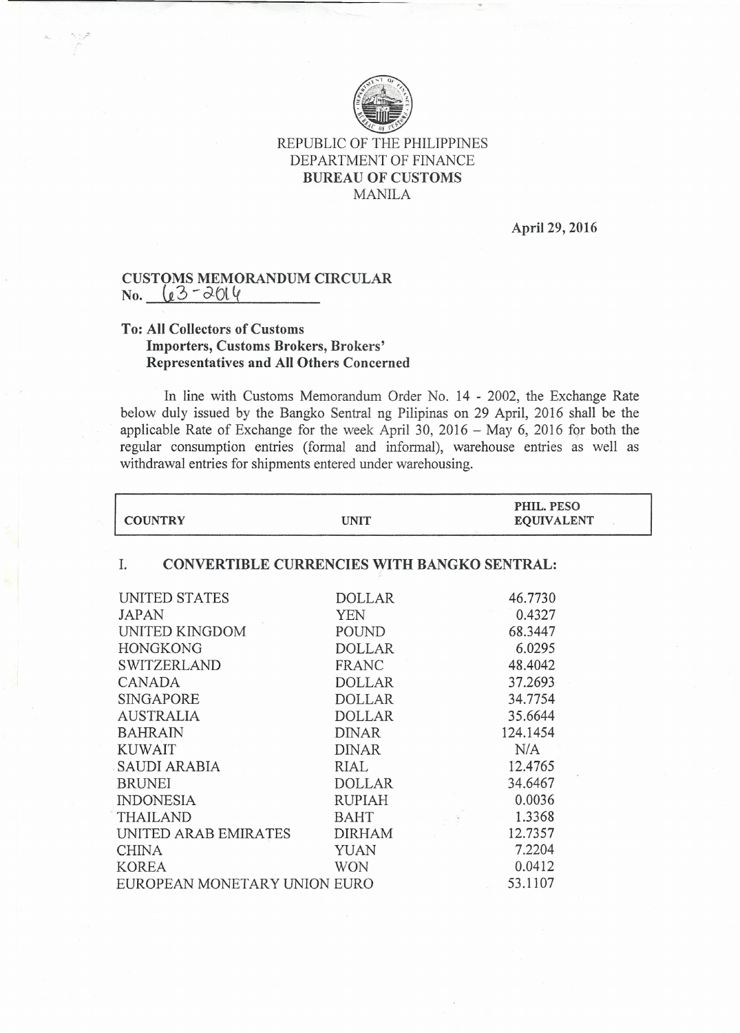REPUBLIC OF THE PHILIPPINES
DEPARTMENT OF FINANCE
**BUREAU OF CUSTOMS**
MANILA

**April 29, 2016**

**CUSTOMS MEMORANDUM CIRCULAR**
**No. 63-2016**

**To: All Collectors of Customs**
**Importers, Customs Brokers, Brokers' Representatives and All Others Concerned**

In line with Customs Memorandum Order No. 14 - 2002, the Exchange Rate below duly issued by the Bangko Sentral ng Pilipinas on 29 April, 2016 shall be the applicable Rate of Exchange for the week April 30, 2016 – May 6, 2016 for both the regular consumption entries (formal and informal), warehouse entries as well as withdrawal entries for shipments entered under warehousing.

| COUNTRY | UNIT | PHIL. PESO EQUIVALENT |
|---|---|---|
| **I. CONVERTIBLE CURRENCIES WITH BANGKO SENTRAL:** | | |
| UNITED STATES | DOLLAR | 46.7730 |
| JAPAN | YEN | 0.4327 |
| UNITED KINGDOM | POUND | 68.3447 |
| HONGKONG | DOLLAR | 6.0295 |
| SWITZERLAND | FRANC | 48.4042 |
| CANADA | DOLLAR | 37.2693 |
| SINGAPORE | DOLLAR | 34.7754 |
| AUSTRALIA | DOLLAR | 35.6644 |
| BAHRAIN | DINAR | 124.1454 |
| KUWAIT | DINAR | N/A |
| SAUDI ARABIA | RIAL | 12.4765 |
| BRUNEI | DOLLAR | 34.6467 |
| INDONESIA | RUPIAH | 0.0036 |
| THAILAND | BAHT | 1.3368 |
| UNITED ARAB EMIRATES | DIRHAM | 12.7357 |
| CHINA | YUAN | 7.2204 |
| KOREA | WON | 0.0412 |
| EUROPEAN MONETARY UNION | EURO | 53.1107 |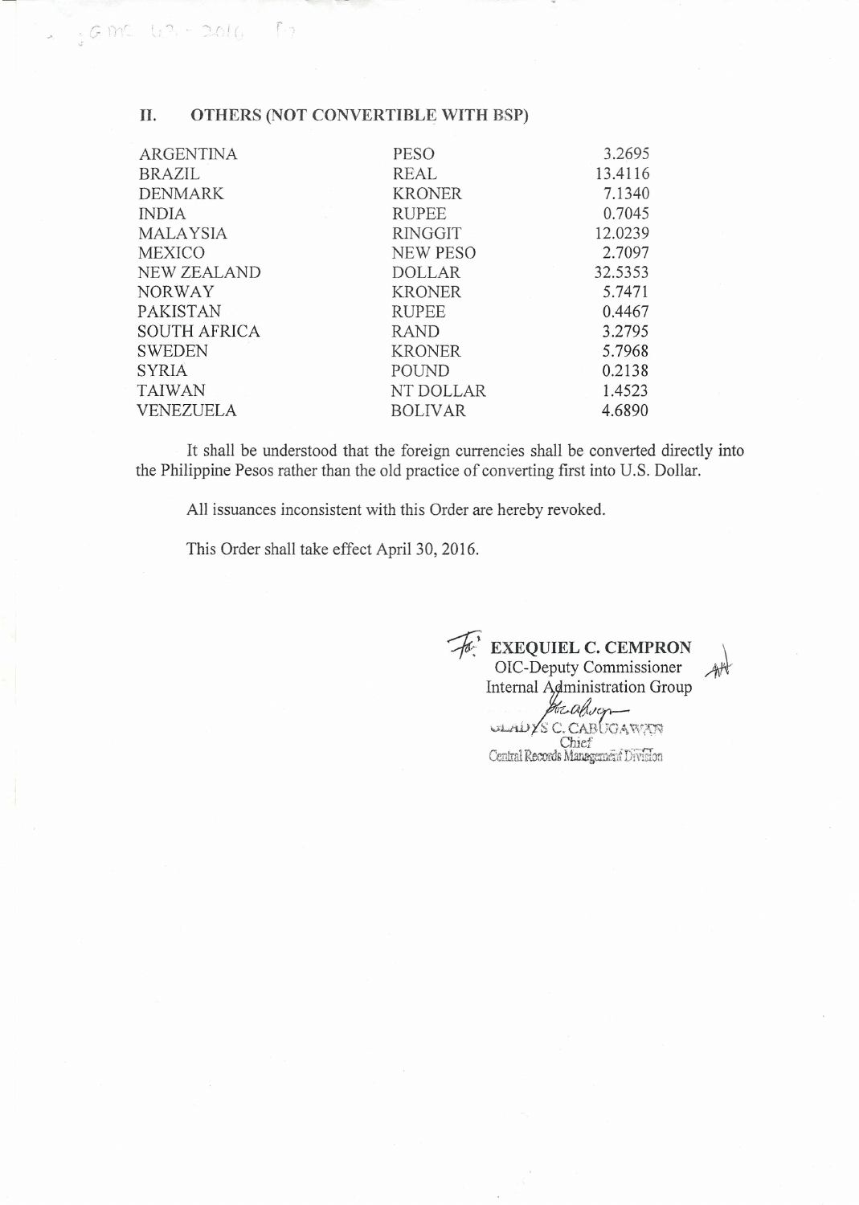## II. OTHERS (NOT CONVERTIBLE WITH BSP)

| | | |
|---|---|---|
| ARGENTINA | PESO | 3.2695 |
| BRAZIL | REAL | 13.4116 |
| DENMARK | KRONER | 7.1340 |
| INDIA | RUPEE | 0.7045 |
| MALAYSIA | RINGGIT | 12.0239 |
| MEXICO | NEW PESO | 2.7097 |
| NEW ZEALAND | DOLLAR | 32.5353 |
| NORWAY | KRONER | 5.7471 |
| PAKISTAN | RUPEE | 0.4467 |
| SOUTH AFRICA | RAND | 3.2795 |
| SWEDEN | KRONER | 5.7968 |
| SYRIA | POUND | 0.2138 |
| TAIWAN | NT DOLLAR | 1.4523 |
| VENEZUELA | BOLIVAR | 4.6890 |

It shall be understood that the foreign currencies shall be converted directly into the Philippine Pesos rather than the old practice of converting first into U.S. Dollar.

All issuances inconsistent with this Order are hereby revoked.

This Order shall take effect April 30, 2016.

**EXEQUIEL C. CEMPRON**
OIC-Deputy Commissioner
Internal Administration Group

GLADYS C. CABUGAWAN
Chief
Central Records Management Division